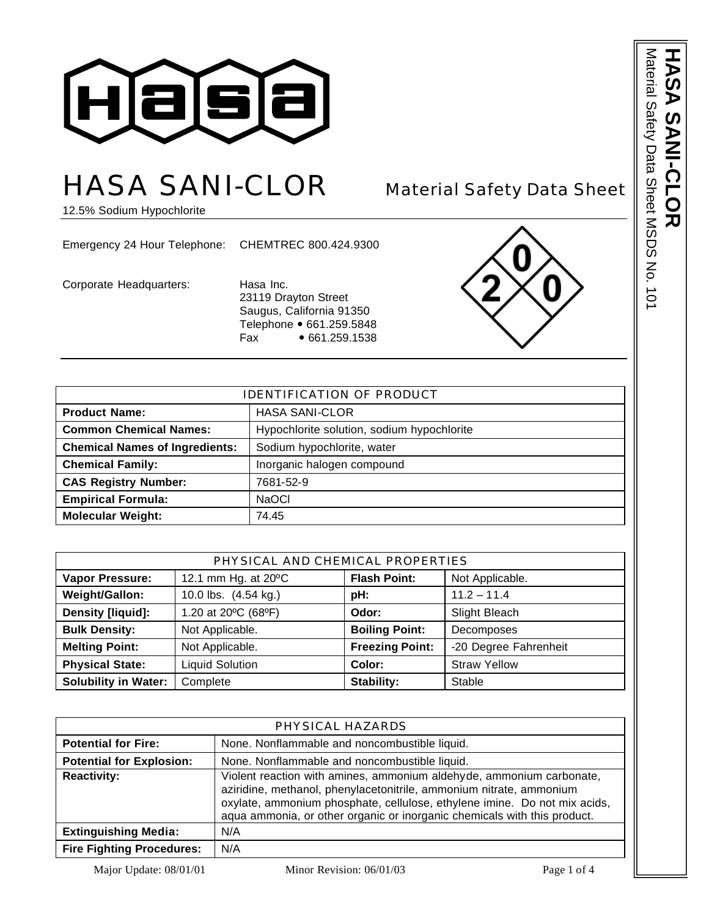# HASA SANI-CLOR

## Material Safety Data Sheet

12.5% Sodium Hypochlorite

Emergency 24 Hour Telephone: CHEMTREC 800.424.9300

Corporate Headquarters: Hasa Inc.
23119 Drayton Street
Saugus, California 91350
Telephone • 661.259.5848
Fax • 661.259.1538

| IDENTIFICATION OF PRODUCT | |
|---|---|
| **Product Name:** | HASA SANI-CLOR |
| **Common Chemical Names:** | Hypochlorite solution, sodium hypochlorite |
| **Chemical Names of Ingredients:** | Sodium hypochlorite, water |
| **Chemical Family:** | Inorganic halogen compound |
| **CAS Registry Number:** | 7681-52-9 |
| **Empirical Formula:** | NaOCl |
| **Molecular Weight:** | 74.45 |

| PHYSICAL AND CHEMICAL PROPERTIES | | | |
|---|---|---|---|
| **Vapor Pressure:** | 12.1 mm Hg. at 20ºC | **Flash Point:** | Not Applicable. |
| **Weight/Gallon:** | 10.0 lbs. (4.54 kg.) | **pH:** | 11.2 – 11.4 |
| **Density [liquid]:** | 1.20 at 20ºC (68ºF) | **Odor:** | Slight Bleach |
| **Bulk Density:** | Not Applicable. | **Boiling Point:** | Decomposes |
| **Melting Point:** | Not Applicable. | **Freezing Point:** | -20 Degree Fahrenheit |
| **Physical State:** | Liquid Solution | **Color:** | Straw Yellow |
| **Solubility in Water:** | Complete | **Stability:** | Stable |

| PHYSICAL HAZARDS | |
|---|---|
| **Potential for Fire:** | None. Nonflammable and noncombustible liquid. |
| **Potential for Explosion:** | None. Nonflammable and noncombustible liquid. |
| **Reactivity:** | Violent reaction with amines, ammonium aldehyde, ammonium carbonate, aziridine, methanol, phenylacetonitrile, ammonium nitrate, ammonium oxylate, ammonium phosphate, cellulose, ethylene imine. Do not mix acids, aqua ammonia, or other organic or inorganic chemicals with this product. |
| **Extinguishing Media:** | N/A |
| **Fire Fighting Procedures:** | N/A |

Major Update: 08/01/01 Minor Revision: 06/01/03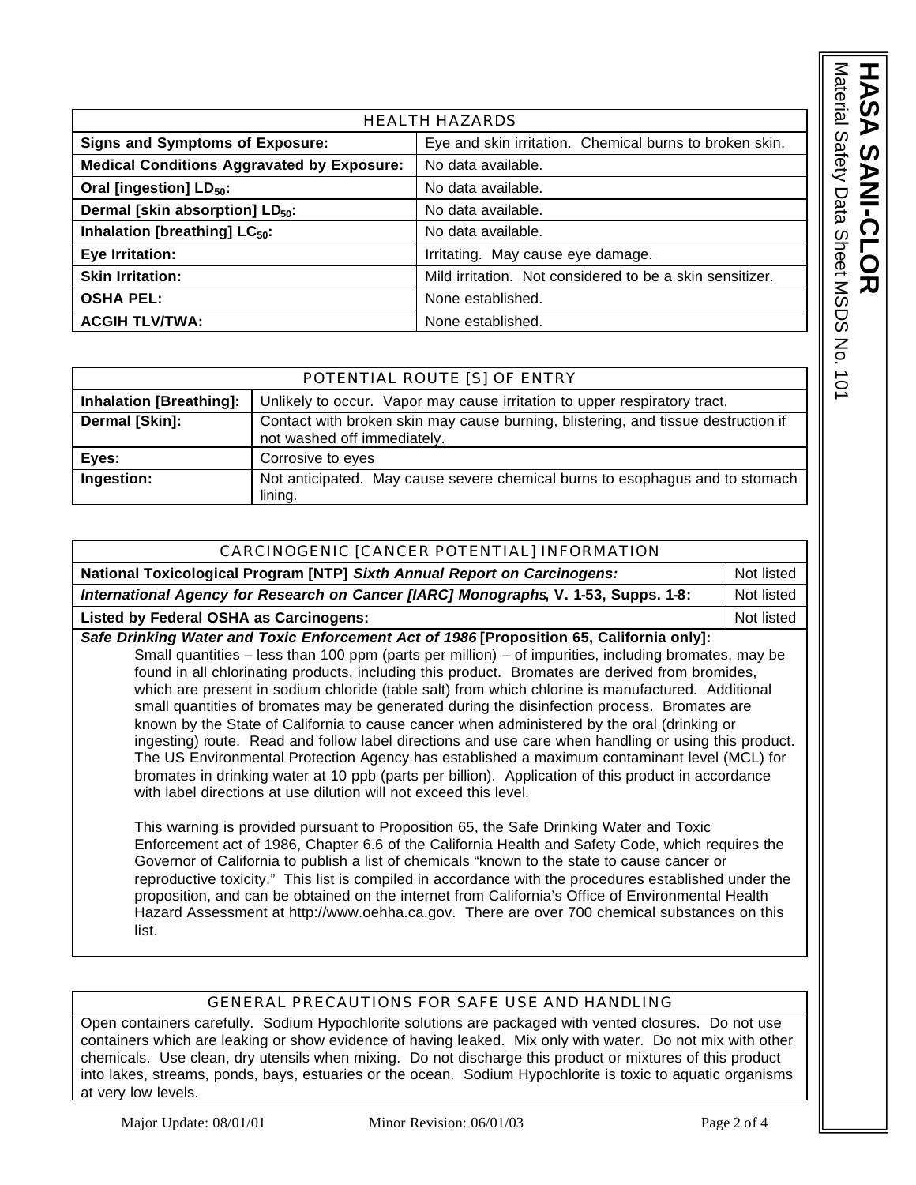| HEALTH HAZARDS | |
|---|---|
| **Signs and Symptoms of Exposure:** | Eye and skin irritation. Chemical burns to broken skin. |
| **Medical Conditions Aggravated by Exposure:** | No data available. |
| **Oral [ingestion] $LD_{50}$:** | No data available. |
| **Dermal [skin absorption] $LD_{50}$:** | No data available. |
| **Inhalation [breathing] $LC_{50}$:** | No data available. |
| **Eye Irritation:** | Irritating. May cause eye damage. |
| **Skin Irritation:** | Mild irritation. Not considered to be a skin sensitizer. |
| **OSHA PEL:** | None established. |
| **ACGIH TLV/TWA:** | None established. |

| POTENTIAL ROUTE [S] OF ENTRY | |
|---|---|
| **Inhalation [Breathing]:** | Unlikely to occur. Vapor may cause irritation to upper respiratory tract. |
| **Dermal [Skin]:** | Contact with broken skin may cause burning, blistering, and tissue destruction if not washed off immediately. |
| **Eyes:** | Corrosive to eyes |
| **Ingestion:** | Not anticipated. May cause severe chemical burns to esophagus and to stomach lining. |

| CARCINOGENIC [CANCER POTENTIAL] INFORMATION | |
|---|---|
| **National Toxicological Program [NTP]** ***Sixth Annual Report on Carcinogens:*** | Not listed |
| ***International Agency for Research on Cancer [IARC] Monographs*****, V. 1-53, Supps. 1-8:** | Not listed |
| **Listed by Federal OSHA as Carcinogens:** | Not listed |

***Safe Drinking Water and Toxic Enforcement Act of 1986*** **[Proposition 65, California only]:**

Small quantities – less than 100 ppm (parts per million) – of impurities, including bromates, may be found in all chlorinating products, including this product. Bromates are derived from bromides, which are present in sodium chloride (table salt) from which chlorine is manufactured. Additional small quantities of bromates may be generated during the disinfection process. Bromates are known by the State of California to cause cancer when administered by the oral (drinking or ingesting) route. Read and follow label directions and use care when handling or using this product. The US Environmental Protection Agency has established a maximum contaminant level (MCL) for bromates in drinking water at 10 ppb (parts per billion). Application of this product in accordance with label directions at use dilution will not exceed this level.

This warning is provided pursuant to Proposition 65, the Safe Drinking Water and Toxic Enforcement act of 1986, Chapter 6.6 of the California Health and Safety Code, which requires the Governor of California to publish a list of chemicals "known to the state to cause cancer or reproductive toxicity." This list is compiled in accordance with the procedures established under the proposition, and can be obtained on the internet from California's Office of Environmental Health Hazard Assessment at http://www.oehha.ca.gov. There are over 700 chemical substances on this list.

| GENERAL PRECAUTIONS FOR SAFE USE AND HANDLING |
|---|
| Open containers carefully. Sodium Hypochlorite solutions are packaged with vented closures. Do not use containers which are leaking or show evidence of having leaked. Mix only with water. Do not mix with other chemicals. Use clean, dry utensils when mixing. Do not discharge this product or mixtures of this product into lakes, streams, ponds, bays, estuaries or the ocean. Sodium Hypochlorite is toxic to aquatic organisms at very low levels. |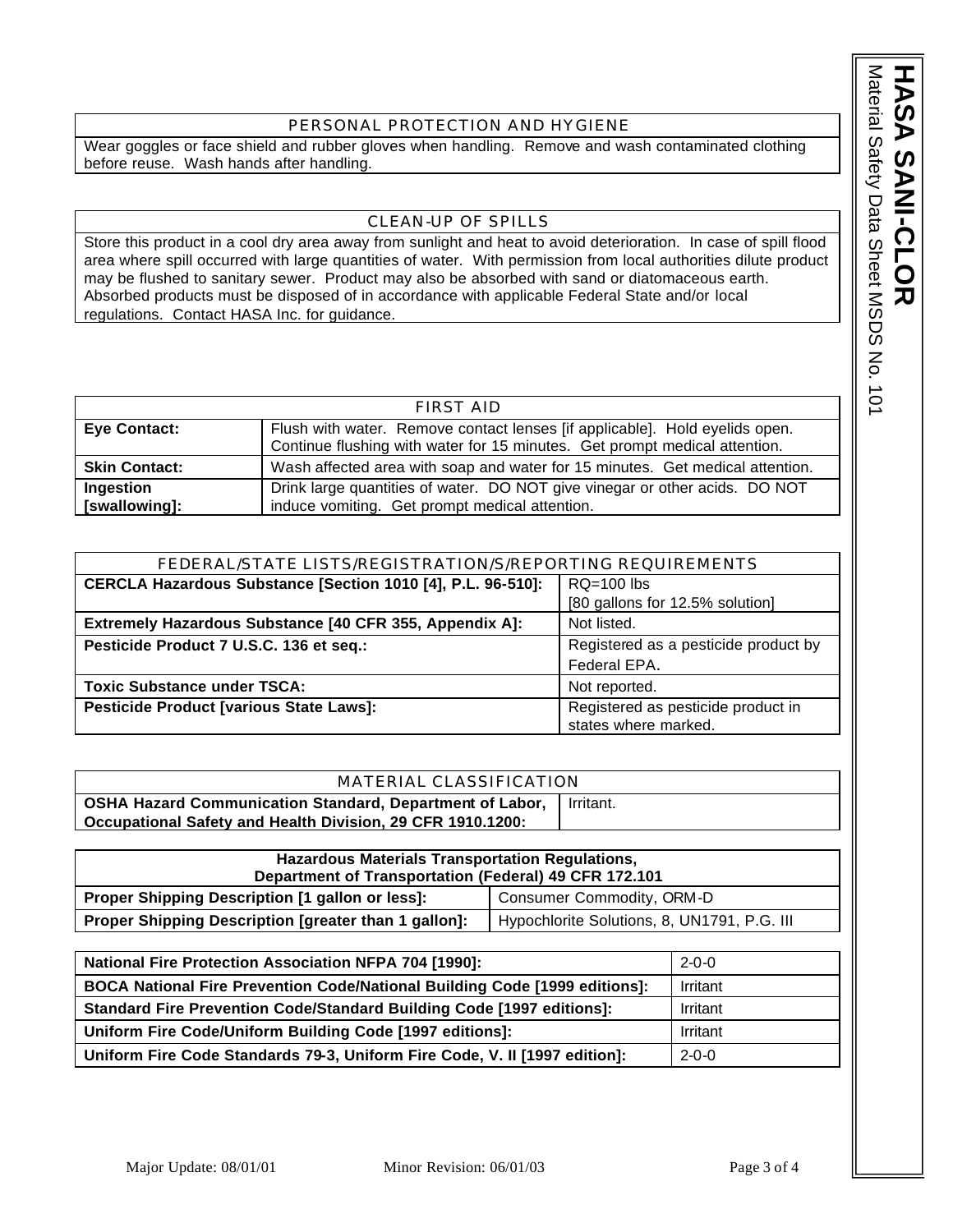## PERSONAL PROTECTION AND HYGIENE

Wear goggles or face shield and rubber gloves when handling. Remove and wash contaminated clothing before reuse. Wash hands after handling.

## CLEAN-UP OF SPILLS

Store this product in a cool dry area away from sunlight and heat to avoid deterioration. In case of spill flood area where spill occurred with large quantities of water. With permission from local authorities dilute product may be flushed to sanitary sewer. Product may also be absorbed with sand or diatomaceous earth. Absorbed products must be disposed of in accordance with applicable Federal State and/or local regulations. Contact HASA Inc. for guidance.

## FIRST AID

| | |
|---|---|
| **Eye Contact:** | Flush with water. Remove contact lenses [if applicable]. Hold eyelids open. Continue flushing with water for 15 minutes. Get prompt medical attention. |
| **Skin Contact:** | Wash affected area with soap and water for 15 minutes. Get medical attention. |
| **Ingestion [swallowing]:** | Drink large quantities of water. DO NOT give vinegar or other acids. DO NOT induce vomiting. Get prompt medical attention. |

## FEDERAL/STATE LISTS/REGISTRATION/S/REPORTING REQUIREMENTS

| | |
|---|---|
| **CERCLA Hazardous Substance [Section 1010 [4], P.L. 96-510]:** | RQ=100 lbs [80 gallons for 12.5% solution] |
| **Extremely Hazardous Substance [40 CFR 355, Appendix A]:** | Not listed. |
| **Pesticide Product 7 U.S.C. 136 et seq.:** | Registered as a pesticide product by Federal EPA. |
| **Toxic Substance under TSCA:** | Not reported. |
| **Pesticide Product [various State Laws]:** | Registered as pesticide product in states where marked. |

## MATERIAL CLASSIFICATION

| | |
|---|---|
| **OSHA Hazard Communication Standard, Department of Labor, Occupational Safety and Health Division, 29 CFR 1910.1200:** | Irritant. |

| **Hazardous Materials Transportation Regulations, Department of Transportation (Federal) 49 CFR 172.101** | |
|---|---|
| **Proper Shipping Description [1 gallon or less]:** | Consumer Commodity, ORM-D |
| **Proper Shipping Description [greater than 1 gallon]:** | Hypochlorite Solutions, 8, UN1791, P.G. III |

| | |
|---|---|
| **National Fire Protection Association NFPA 704 [1990]:** | 2-0-0 |
| **BOCA National Fire Prevention Code/National Building Code [1999 editions]:** | Irritant |
| **Standard Fire Prevention Code/Standard Building Code [1997 editions]:** | Irritant |
| **Uniform Fire Code/Uniform Building Code [1997 editions]:** | Irritant |
| **Uniform Fire Code Standards 79-3, Uniform Fire Code, V. II [1997 edition]:** | 2-0-0 |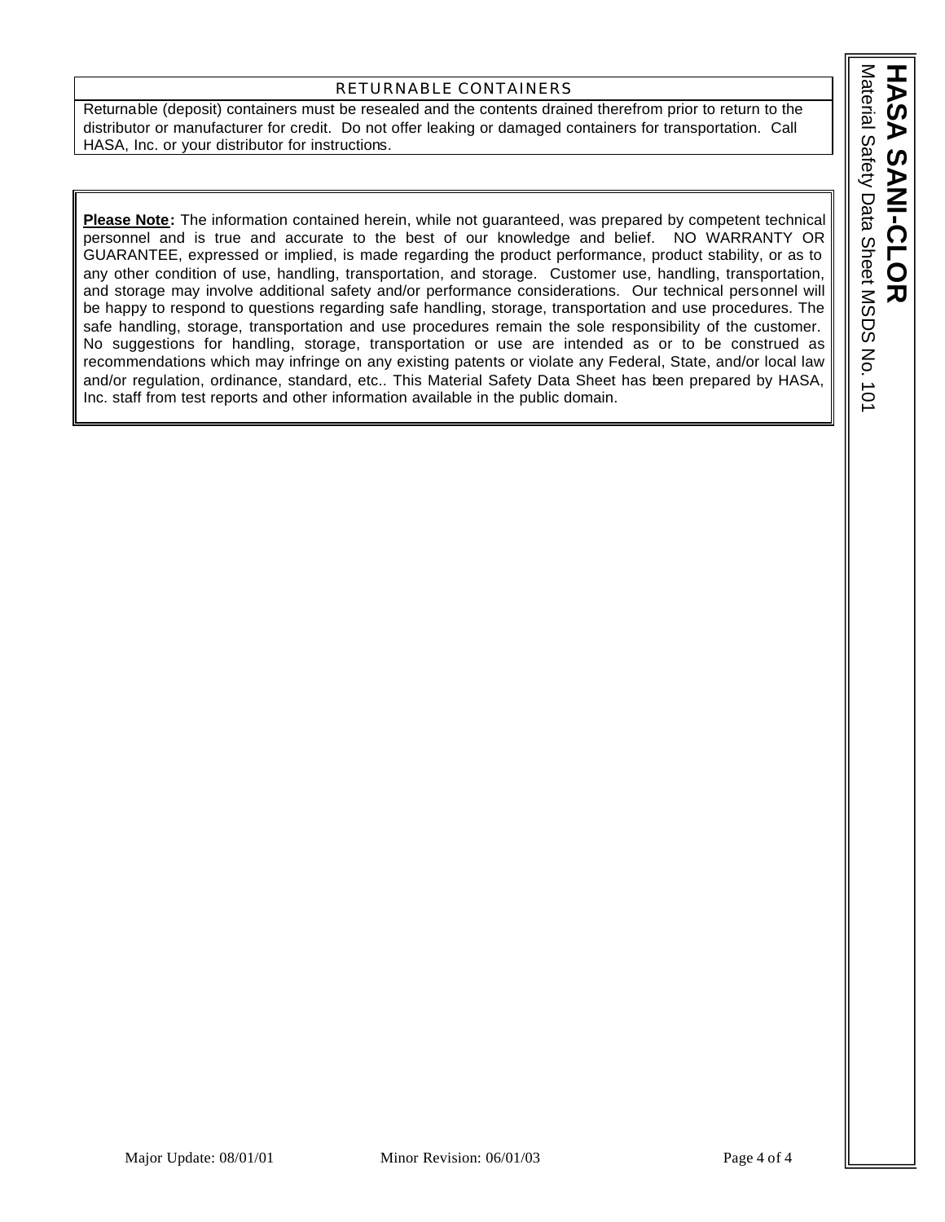## RETURNABLE CONTAINERS

Returnable (deposit) containers must be resealed and the contents drained therefrom prior to return to the distributor or manufacturer for credit. Do not offer leaking or damaged containers for transportation. Call HASA, Inc. or your distributor for instructions.

**Please Note:** The information contained herein, while not guaranteed, was prepared by competent technical personnel and is true and accurate to the best of our knowledge and belief. NO WARRANTY OR GUARANTEE, expressed or implied, is made regarding the product performance, product stability, or as to any other condition of use, handling, transportation, and storage. Customer use, handling, transportation, and storage may involve additional safety and/or performance considerations. Our technical personnel will be happy to respond to questions regarding safe handling, storage, transportation and use procedures. The safe handling, storage, transportation and use procedures remain the sole responsibility of the customer. No suggestions for handling, storage, transportation or use are intended as or to be construed as recommendations which may infringe on any existing patents or violate any Federal, State, and/or local law and/or regulation, ordinance, standard, etc.. This Material Safety Data Sheet has been prepared by HASA, Inc. staff from test reports and other information available in the public domain.